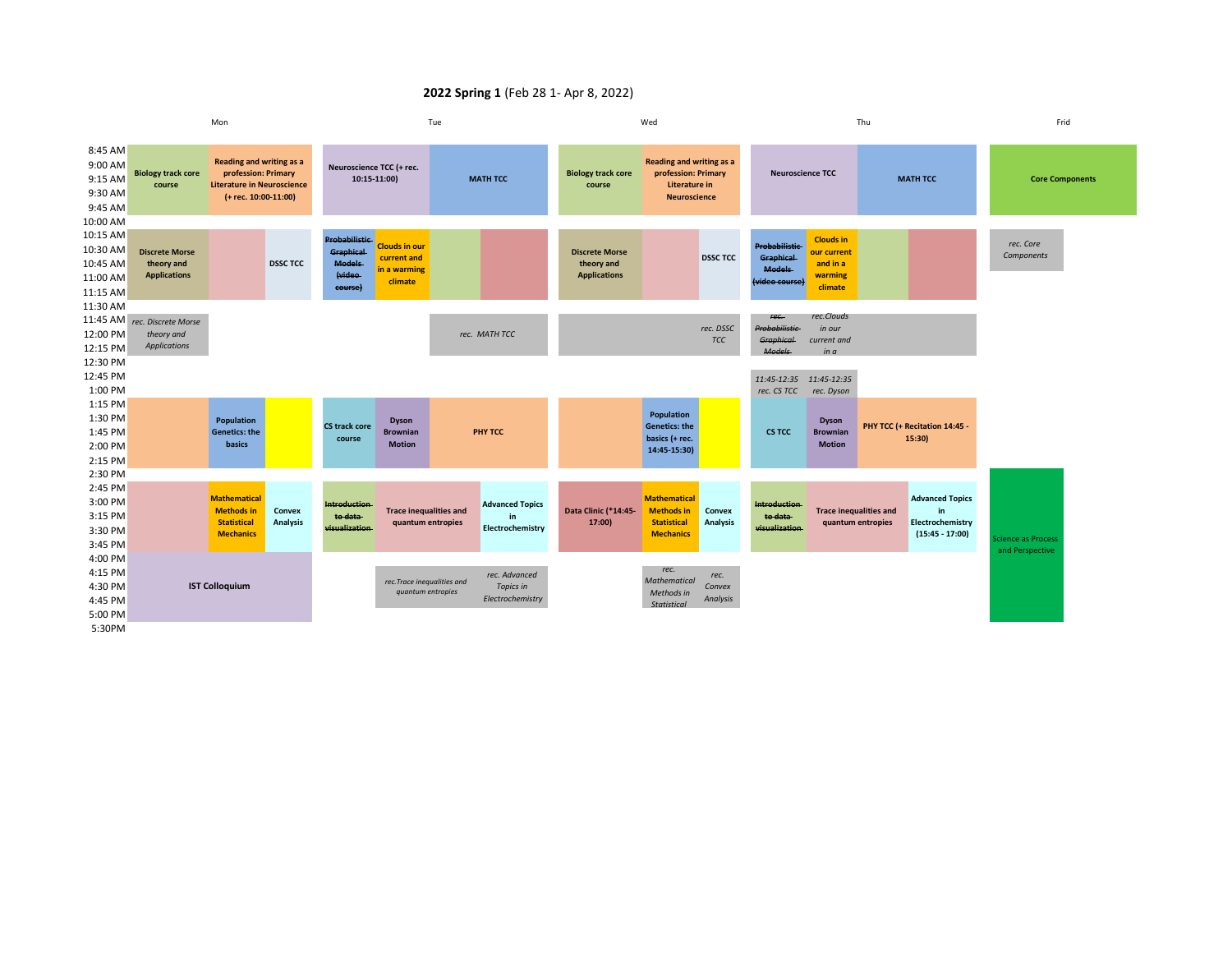**2022 Spring 1** (Feb 28 1- Apr 8, 2022)

| Time | Mon | Tue | Wed | Thu | Frid |
|---|---|---|---|---|---|
| 8:45 AM – 10:00 AM | Biology track core course; Reading and writing as a profession: Primary Literature in Neuroscience (+ rec. 10:00-11:00) | Neuroscience TCC (+ rec. 10:15-11:00); MATH TCC | Biology track core course; Reading and writing as a profession: Primary Literature in Neuroscience | Neuroscience TCC; MATH TCC | Core Components |
| 10:15 AM – 11:15 AM | Discrete Morse theory and Applications; DSSC TCC | ~~Probabilistic Graphical Models (video course)~~; Clouds in our current and in a warming climate | Discrete Morse theory and Applications; DSSC TCC | ~~Probabilistic Graphical Models (video course)~~; Clouds in our current and in a warming climate | *rec. Core Components* |
| 11:45 AM – 12:15 PM | *rec. Discrete Morse theory and Applications* | *rec. MATH TCC* | *rec. DSSC TCC* | ~~*rec. Probabilistic Graphical Models*~~; *rec.Clouds in our current and in a* | |
| 12:45 PM | | | | *11:45-12:35 rec. CS TCC*; *11:45-12:35 rec. Dyson* | |
| 1:15 PM – 2:15 PM | Population Genetics: the basics | CS track core course; Dyson Brownian Motion; PHY TCC | Population Genetics: the basics (+ rec. 14:45-15:30) | CS TCC; Dyson Brownian Motion; PHY TCC (+ Recitation 14:45 - 15:30) | |
| 2:45 PM – 3:45 PM | Mathematical Methods in Statistical Mechanics; Convex Analysis | ~~Introduction to data visualization~~; Trace inequalities and quantum entropies; Advanced Topics in Electrochemistry | Data Clinic (*14:45-17:00); Mathematical Methods in Statistical Mechanics; Convex Analysis | ~~Introduction to data visualization~~; Trace inequalities and quantum entropies; Advanced Topics in Electrochemistry (15:45 - 17:00) | Science as Process and Perspective (2:30 PM – 5:00 PM) |
| 4:00 PM – 5:00 PM | IST Colloquium | *rec.Trace inequalities and quantum entropies*; *rec. Advanced Topics in Electrochemistry* | *rec. Mathematical Methods in Statistical*; *rec. Convex Analysis* | | |
| 5:30PM | | | | | |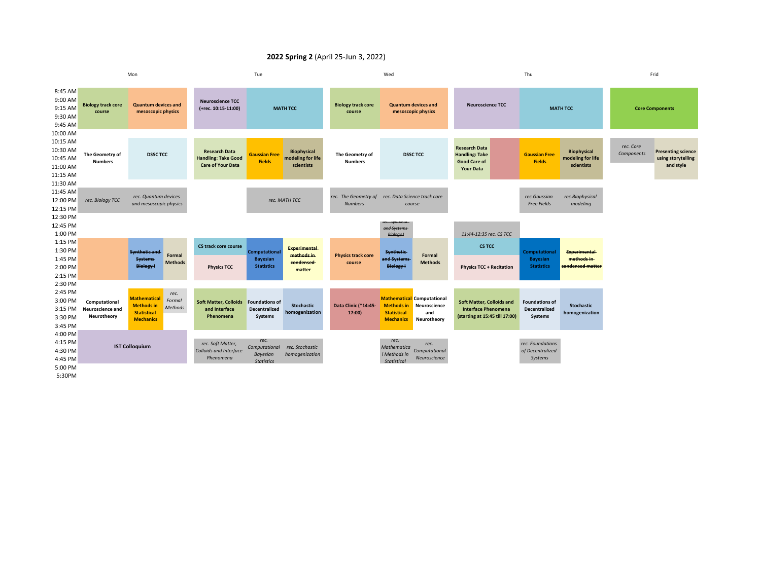**2022 Spring 2** (April 25-Jun 3, 2022)

| Time | Mon | | Tue | | | Wed | | | Thu | | | Frid | |
|---|---|---|---|---|---|---|---|---|---|---|---|---|---|
| 8:45 AM – 10:00 AM | Biology track core course | Quantum devices and mesoscopic physics | Neuroscience TCC (+rec. 10:15-11:00) | MATH TCC | | Biology track core course | Quantum devices and mesoscopic physics | | Neuroscience TCC | MATH TCC | | Core Components | |
| 10:15 AM – 11:30 AM | The Geometry of Numbers | DSSC TCC | Research Data Handling: Take Good Care of Your Data | Gaussian Free Fields | Biophysical modeling for life scientists | The Geometry of Numbers | DSSC TCC | | Research Data Handling: Take Good Care of Your Data | Gaussian Free Fields | Biophysical modeling for life scientists | *rec. Core Components* | Presenting science using storytelling and style |
| 11:45 AM – 12:15 PM | *rec. Biology TCC* | *rec. Quantum devices and mesoscopic physics* | | *rec. MATH TCC* | | *rec. The Geometry of Numbers* | *rec. Data Science track core course* | | | *rec.Gaussian Free Fields* | *rec.Biophysical modeling* | | |
| 12:45 PM – 1:00 PM | | | | | | | ~~*rec. Synthetic and Systems Biology I*~~ | | *11:44-12:35 rec. CS TCC* | | | | |
| 1:15 PM – 2:15 PM | | ~~Synthetic and Systems Biology I~~ / Formal Methods | CS track core course / Physics TCC | Computational Bayesian Statistics | ~~Experimental methods in condensed matter~~ | Physics track core course | ~~Synthetic and Systems Biology I~~ | Formal Methods | CS TCC / Physics TCC + Recitation | Computational Bayesian Statistics | ~~Experimental methods in condensed matter~~ | | |
| 2:45 PM – 3:45 PM | Computational Neuroscience and Neurotheory | Mathematical Methods in Statistical Mechanics / *rec. Formal Methods* | Soft Matter, Colloids and Interface Phenomena | Foundations of Decentralized Systems | Stochastic homogenization | Data Clinic (*14:45-17:00) | Mathematical Methods in Statistical Mechanics | Computational Neuroscience and Neurotheory | Soft Matter, Colloids and Interface Phenomena (starting at 15:45 till 17:00) | Foundations of Decentralized Systems | Stochastic homogenization | | |
| 4:00 PM – 4:45 PM | IST Colloquium | | *rec. Soft Matter, Colloids and Interface Phenomena* | *rec. Computational Bayesian Statistics* | *rec. Stochastic homogenization* | | *rec. Mathematical Methods in Statistical* | *rec. Computational Neuroscience* | | *rec. Foundations of Decentralized Systems* | | | |
| 5:00 PM | | | | | | | | | | | | | |
| 5:30PM | | | | | | | | | | | | | |